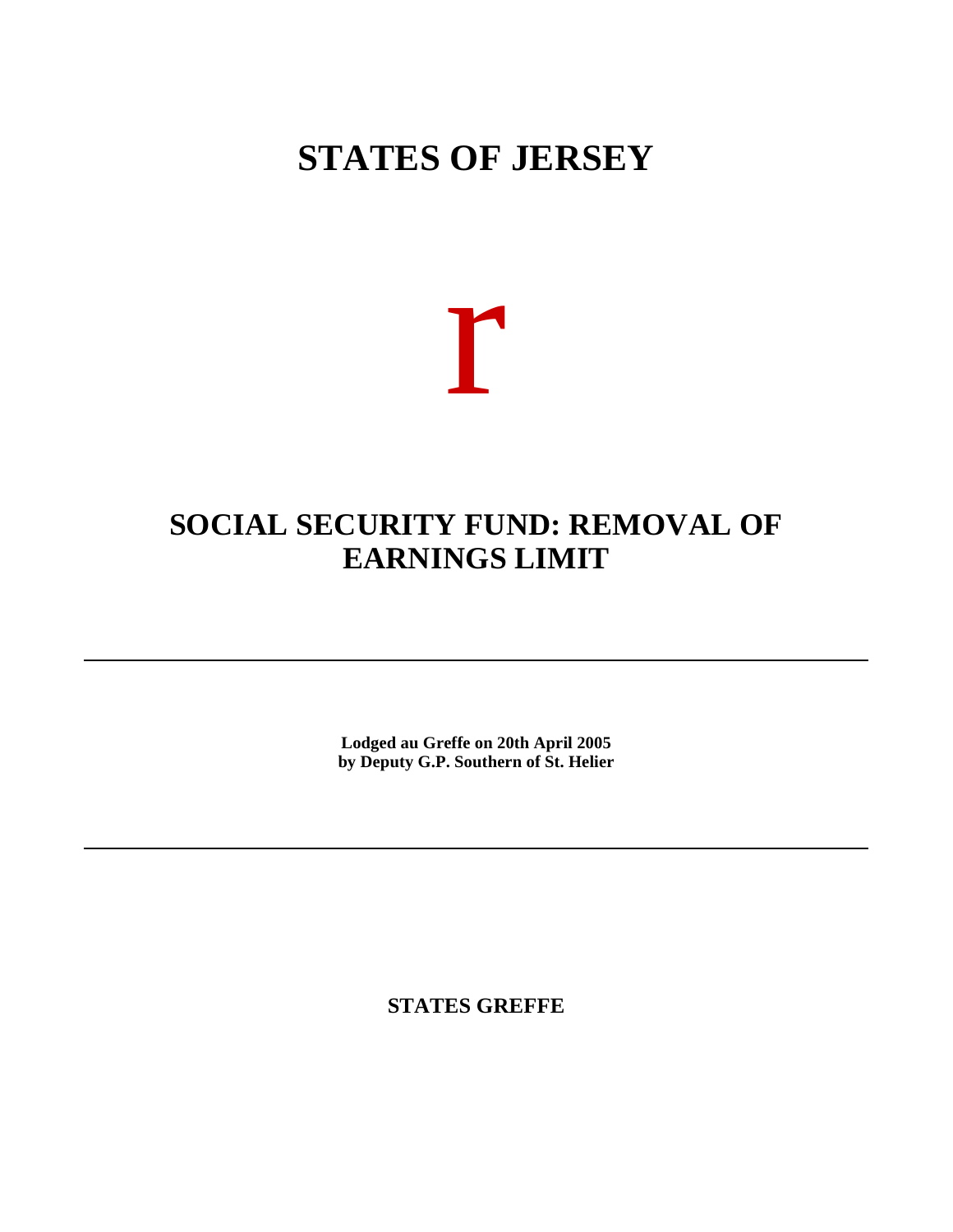# STATES OF JERSEY

r

## SOCIAL SECURITY FUND: REMOVAL OF EARNINGS LIMIT

---

**Lodged au Greffe on 20th April 2005**
**by Deputy G.P. Southern of St. Helier**

---

**STATES GREFFE**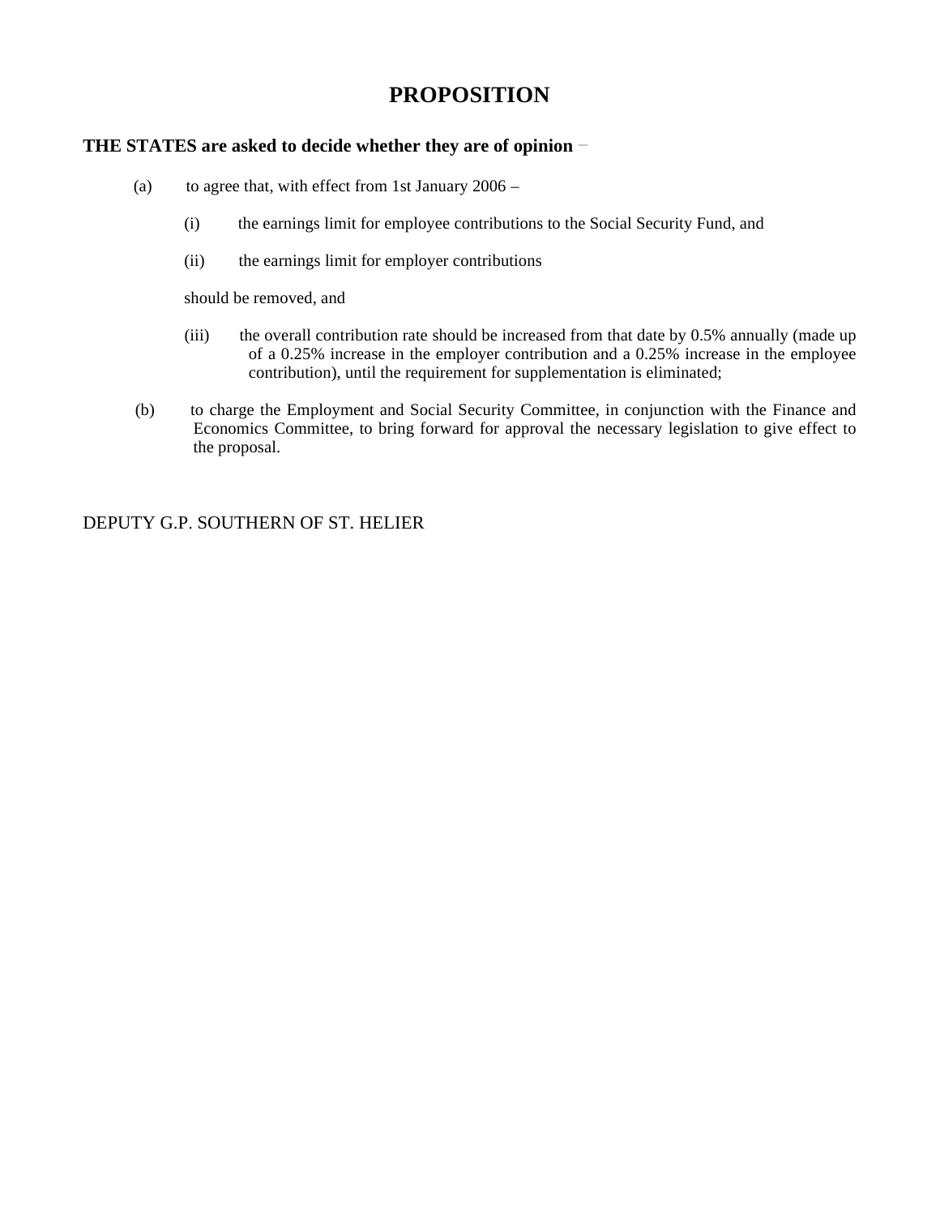# PROPOSITION

**THE STATES are asked to decide whether they are of opinion** −

(a) to agree that, with effect from 1st January 2006 –

  (i) the earnings limit for employee contributions to the Social Security Fund, and

  (ii) the earnings limit for employer contributions

  should be removed, and

  (iii) the overall contribution rate should be increased from that date by 0.5% annually (made up of a 0.25% increase in the employer contribution and a 0.25% increase in the employee contribution), until the requirement for supplementation is eliminated;

(b) to charge the Employment and Social Security Committee, in conjunction with the Finance and Economics Committee, to bring forward for approval the necessary legislation to give effect to the proposal.

DEPUTY G.P. SOUTHERN OF ST. HELIER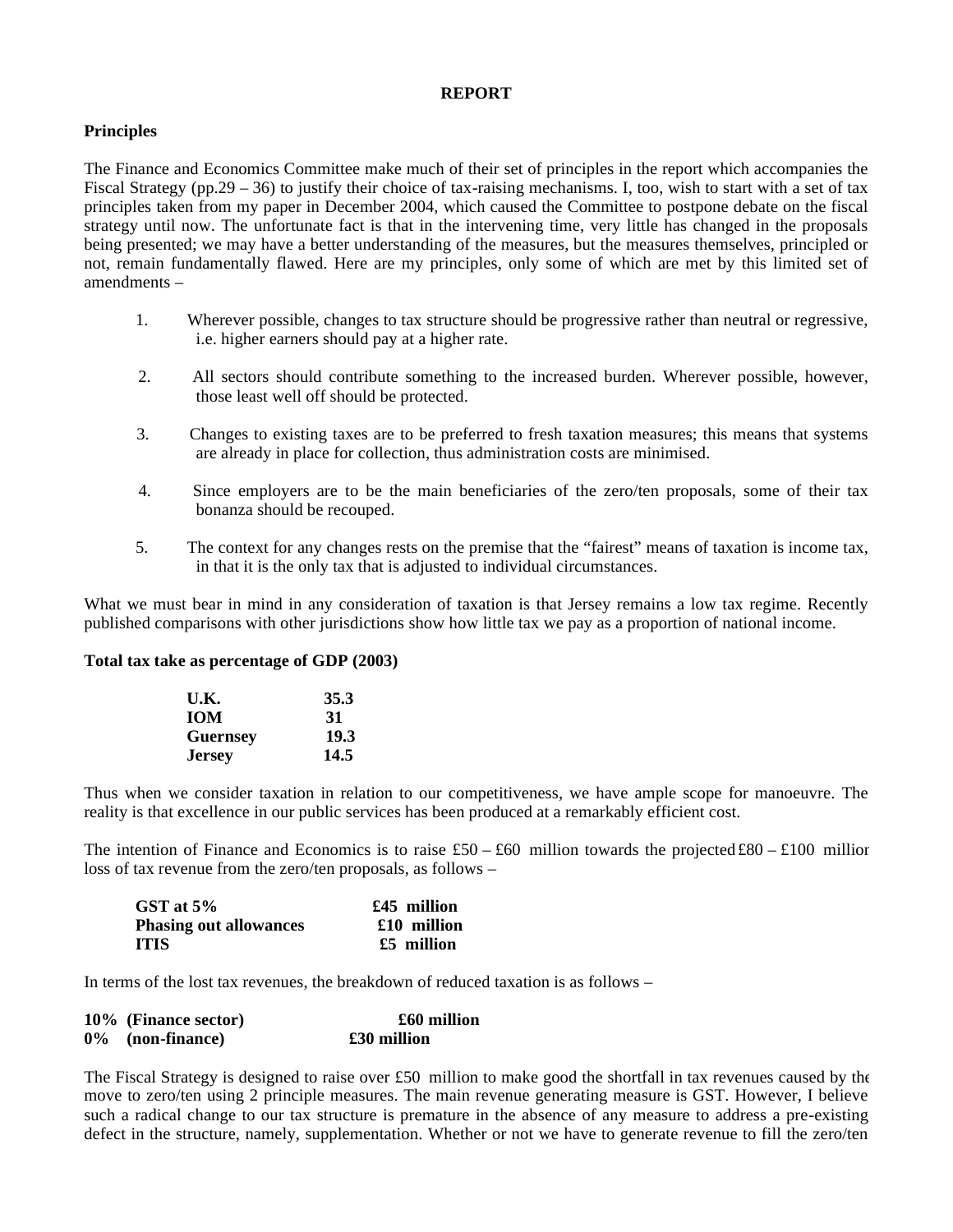**REPORT**

**Principles**

The Finance and Economics Committee make much of their set of principles in the report which accompanies the Fiscal Strategy (pp.29 – 36) to justify their choice of tax-raising mechanisms. I, too, wish to start with a set of tax principles taken from my paper in December 2004, which caused the Committee to postpone debate on the fiscal strategy until now. The unfortunate fact is that in the intervening time, very little has changed in the proposals being presented; we may have a better understanding of the measures, but the measures themselves, principled or not, remain fundamentally flawed. Here are my principles, only some of which are met by this limited set of amendments –

1. Wherever possible, changes to tax structure should be progressive rather than neutral or regressive, i.e. higher earners should pay at a higher rate.

2. All sectors should contribute something to the increased burden. Wherever possible, however, those least well off should be protected.

3. Changes to existing taxes are to be preferred to fresh taxation measures; this means that systems are already in place for collection, thus administration costs are minimised.

4. Since employers are to be the main beneficiaries of the zero/ten proposals, some of their tax bonanza should be recouped.

5. The context for any changes rests on the premise that the "fairest" means of taxation is income tax, in that it is the only tax that is adjusted to individual circumstances.

What we must bear in mind in any consideration of taxation is that Jersey remains a low tax regime. Recently published comparisons with other jurisdictions show how little tax we pay as a proportion of national income.

**Total tax take as percentage of GDP (2003)**

| | |
|---|---|
| **U.K.** | **35.3** |
| **IOM** | **31** |
| **Guernsey** | **19.3** |
| **Jersey** | **14.5** |

Thus when we consider taxation in relation to our competitiveness, we have ample scope for manoeuvre. The reality is that excellence in our public services has been produced at a remarkably efficient cost.

The intention of Finance and Economics is to raise £50 – £60 million towards the projected £80 – £100 million loss of tax revenue from the zero/ten proposals, as follows –

| | |
|---|---|
| **GST at 5%** | **£45 million** |
| **Phasing out allowances** | **£10 million** |
| **ITIS** | **£5 million** |

In terms of the lost tax revenues, the breakdown of reduced taxation is as follows –

| | |
|---|---|
| **10% (Finance sector)** | **£60 million** |
| **0% (non-finance)** | **£30 million** |

The Fiscal Strategy is designed to raise over £50 million to make good the shortfall in tax revenues caused by the move to zero/ten using 2 principle measures. The main revenue generating measure is GST. However, I believe such a radical change to our tax structure is premature in the absence of any measure to address a pre-existing defect in the structure, namely, supplementation. Whether or not we have to generate revenue to fill the zero/ten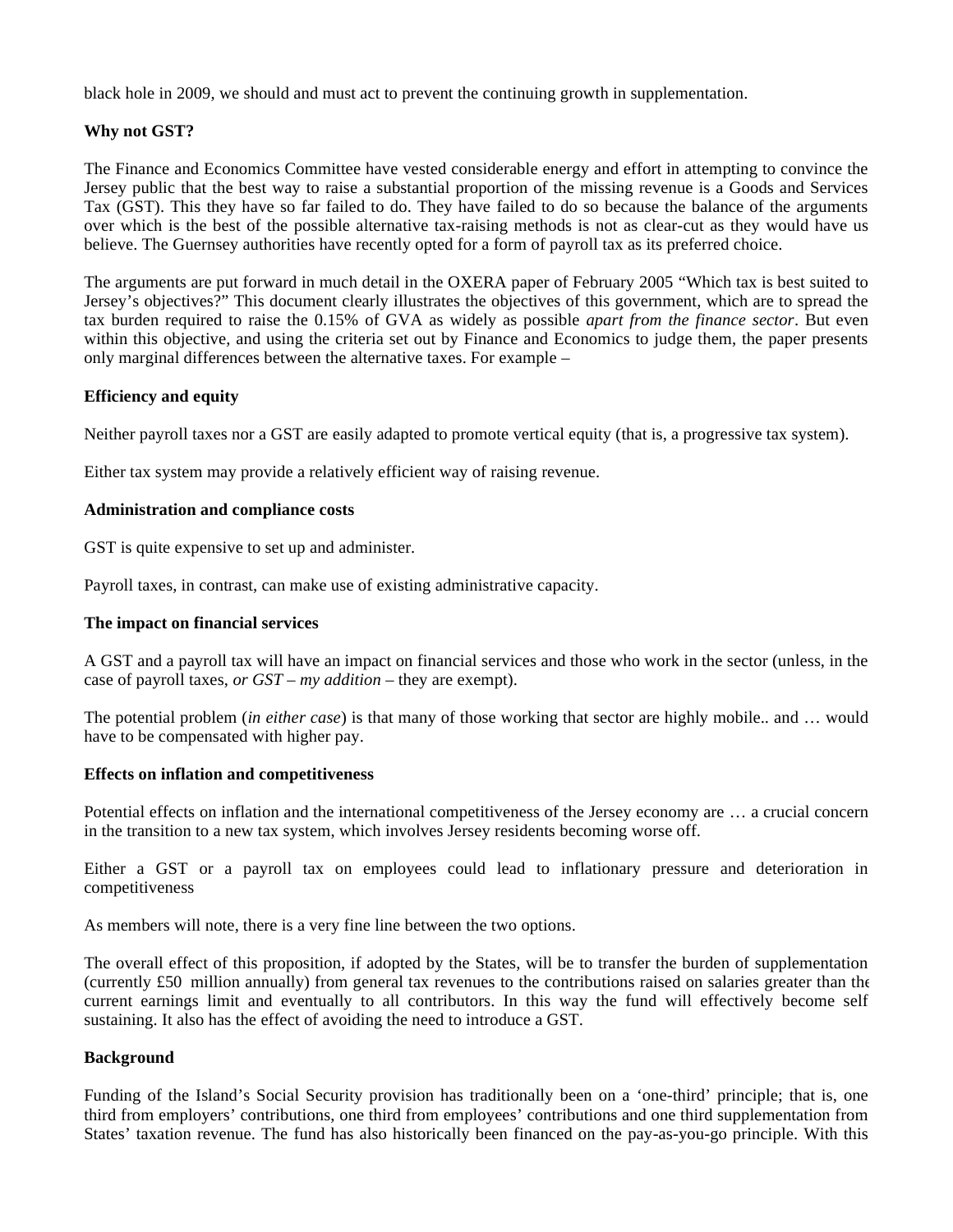black hole in 2009, we should and must act to prevent the continuing growth in supplementation.

**Why not GST?**

The Finance and Economics Committee have vested considerable energy and effort in attempting to convince the Jersey public that the best way to raise a substantial proportion of the missing revenue is a Goods and Services Tax (GST). This they have so far failed to do. They have failed to do so because the balance of the arguments over which is the best of the possible alternative tax-raising methods is not as clear-cut as they would have us believe. The Guernsey authorities have recently opted for a form of payroll tax as its preferred choice.

The arguments are put forward in much detail in the OXERA paper of February 2005 "Which tax is best suited to Jersey's objectives?" This document clearly illustrates the objectives of this government, which are to spread the tax burden required to raise the 0.15% of GVA as widely as possible *apart from the finance sector*. But even within this objective, and using the criteria set out by Finance and Economics to judge them, the paper presents only marginal differences between the alternative taxes. For example –

**Efficiency and equity**

Neither payroll taxes nor a GST are easily adapted to promote vertical equity (that is, a progressive tax system).

Either tax system may provide a relatively efficient way of raising revenue.

**Administration and compliance costs**

GST is quite expensive to set up and administer.

Payroll taxes, in contrast, can make use of existing administrative capacity.

**The impact on financial services**

A GST and a payroll tax will have an impact on financial services and those who work in the sector (unless, in the case of payroll taxes, *or GST – my addition* – they are exempt).

The potential problem (*in either case*) is that many of those working that sector are highly mobile.. and … would have to be compensated with higher pay.

**Effects on inflation and competitiveness**

Potential effects on inflation and the international competitiveness of the Jersey economy are … a crucial concern in the transition to a new tax system, which involves Jersey residents becoming worse off.

Either a GST or a payroll tax on employees could lead to inflationary pressure and deterioration in competitiveness

As members will note, there is a very fine line between the two options.

The overall effect of this proposition, if adopted by the States, will be to transfer the burden of supplementation (currently £50 million annually) from general tax revenues to the contributions raised on salaries greater than the current earnings limit and eventually to all contributors. In this way the fund will effectively become self sustaining. It also has the effect of avoiding the need to introduce a GST.

**Background**

Funding of the Island's Social Security provision has traditionally been on a 'one-third' principle; that is, one third from employers' contributions, one third from employees' contributions and one third supplementation from States' taxation revenue. The fund has also historically been financed on the pay-as-you-go principle. With this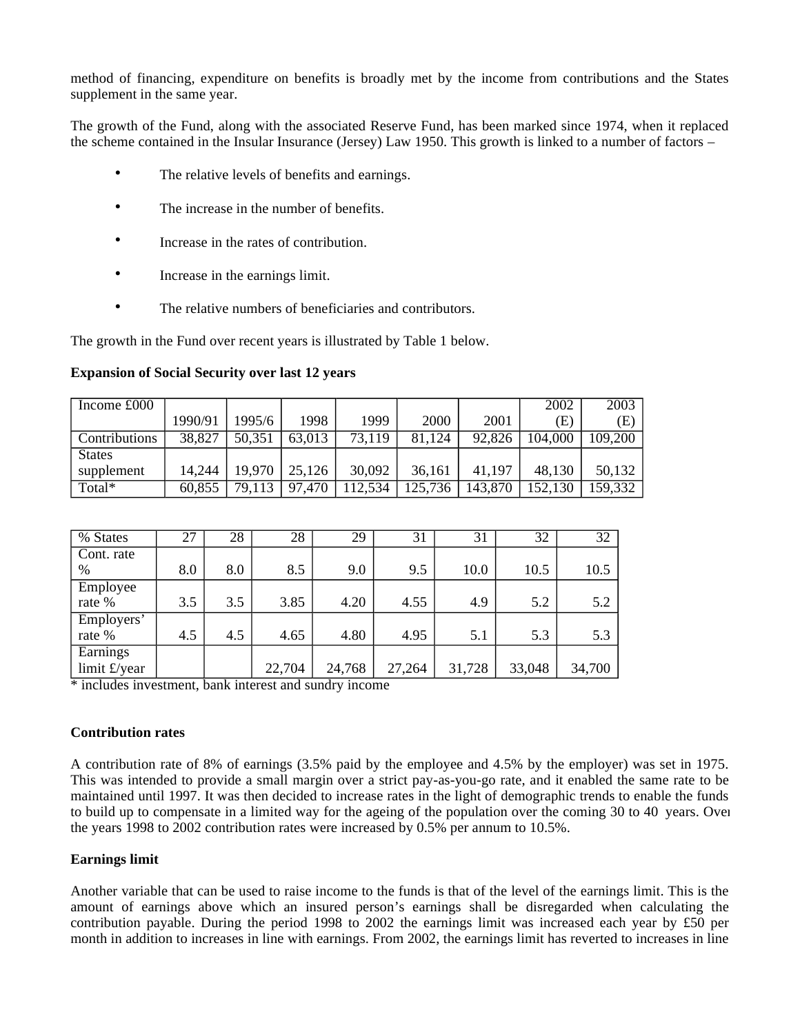method of financing, expenditure on benefits is broadly met by the income from contributions and the States supplement in the same year.

The growth of the Fund, along with the associated Reserve Fund, has been marked since 1974, when it replaced the scheme contained in the Insular Insurance (Jersey) Law 1950. This growth is linked to a number of factors –

- The relative levels of benefits and earnings.
- The increase in the number of benefits.
- Increase in the rates of contribution.
- Increase in the earnings limit.
- The relative numbers of beneficiaries and contributors.

The growth in the Fund over recent years is illustrated by Table 1 below.

**Expansion of Social Security over last 12 years**

| Income £000 | 1990/91 | 1995/6 | 1998 | 1999 | 2000 | 2001 | 2002 (E) | 2003 (E) |
|---|---|---|---|---|---|---|---|---|
| Contributions | 38,827 | 50,351 | 63,013 | 73,119 | 81,124 | 92,826 | 104,000 | 109,200 |
| States supplement | 14,244 | 19,970 | 25,126 | 30,092 | 36,161 | 41,197 | 48,130 | 50,132 |
| Total* | 60,855 | 79,113 | 97,470 | 112,534 | 125,736 | 143,870 | 152,130 | 159,332 |
| % States | 27 | 28 | 28 | 29 | 31 | 31 | 32 | 32 |
| Cont. rate % | 8.0 | 8.0 | 8.5 | 9.0 | 9.5 | 10.0 | 10.5 | 10.5 |
| Employee rate % | 3.5 | 3.5 | 3.85 | 4.20 | 4.55 | 4.9 | 5.2 | 5.2 |
| Employers' rate % | 4.5 | 4.5 | 4.65 | 4.80 | 4.95 | 5.1 | 5.3 | 5.3 |
| Earnings limit £/year | | | 22,704 | 24,768 | 27,264 | 31,728 | 33,048 | 34,700 |

\* includes investment, bank interest and sundry income

**Contribution rates**

A contribution rate of 8% of earnings (3.5% paid by the employee and 4.5% by the employer) was set in 1975. This was intended to provide a small margin over a strict pay-as-you-go rate, and it enabled the same rate to be maintained until 1997. It was then decided to increase rates in the light of demographic trends to enable the funds to build up to compensate in a limited way for the ageing of the population over the coming 30 to 40 years. Over the years 1998 to 2002 contribution rates were increased by 0.5% per annum to 10.5%.

**Earnings limit**

Another variable that can be used to raise income to the funds is that of the level of the earnings limit. This is the amount of earnings above which an insured person's earnings shall be disregarded when calculating the contribution payable. During the period 1998 to 2002 the earnings limit was increased each year by £50 per month in addition to increases in line with earnings. From 2002, the earnings limit has reverted to increases in line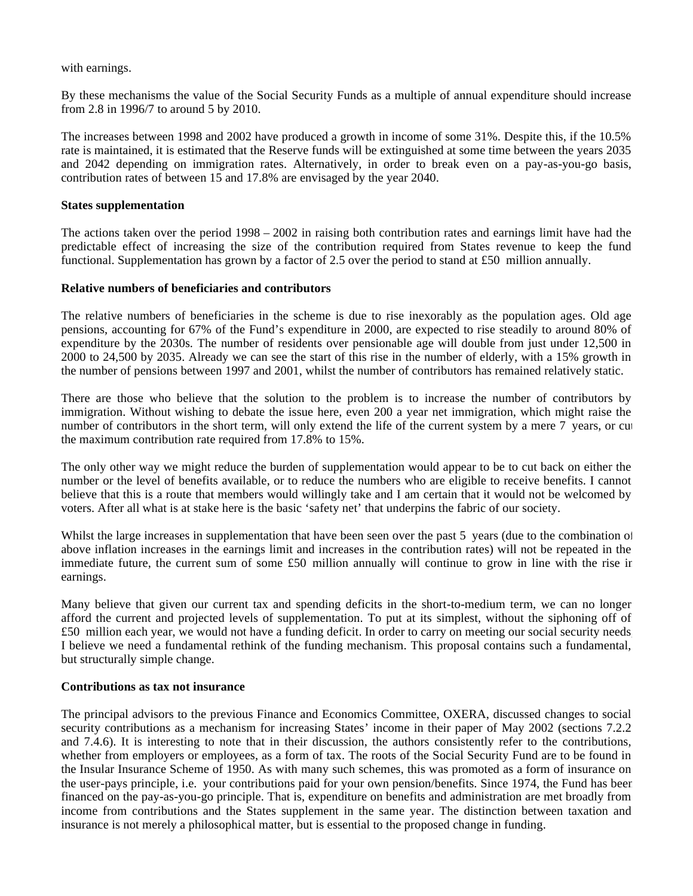with earnings.

By these mechanisms the value of the Social Security Funds as a multiple of annual expenditure should increase from 2.8 in 1996/7 to around 5 by 2010.

The increases between 1998 and 2002 have produced a growth in income of some 31%. Despite this, if the 10.5% rate is maintained, it is estimated that the Reserve funds will be extinguished at some time between the years 2035 and 2042 depending on immigration rates. Alternatively, in order to break even on a pay-as-you-go basis, contribution rates of between 15 and 17.8% are envisaged by the year 2040.

**States supplementation**

The actions taken over the period 1998 – 2002 in raising both contribution rates and earnings limit have had the predictable effect of increasing the size of the contribution required from States revenue to keep the fund functional. Supplementation has grown by a factor of 2.5 over the period to stand at £50 million annually.

**Relative numbers of beneficiaries and contributors**

The relative numbers of beneficiaries in the scheme is due to rise inexorably as the population ages. Old age pensions, accounting for 67% of the Fund's expenditure in 2000, are expected to rise steadily to around 80% of expenditure by the 2030s. The number of residents over pensionable age will double from just under 12,500 in 2000 to 24,500 by 2035. Already we can see the start of this rise in the number of elderly, with a 15% growth in the number of pensions between 1997 and 2001, whilst the number of contributors has remained relatively static.

There are those who believe that the solution to the problem is to increase the number of contributors by immigration. Without wishing to debate the issue here, even 200 a year net immigration, which might raise the number of contributors in the short term, will only extend the life of the current system by a mere 7 years, or cut the maximum contribution rate required from 17.8% to 15%.

The only other way we might reduce the burden of supplementation would appear to be to cut back on either the number or the level of benefits available, or to reduce the numbers who are eligible to receive benefits. I cannot believe that this is a route that members would willingly take and I am certain that it would not be welcomed by voters. After all what is at stake here is the basic 'safety net' that underpins the fabric of our society.

Whilst the large increases in supplementation that have been seen over the past 5 years (due to the combination of above inflation increases in the earnings limit and increases in the contribution rates) will not be repeated in the immediate future, the current sum of some £50 million annually will continue to grow in line with the rise in earnings.

Many believe that given our current tax and spending deficits in the short-to-medium term, we can no longer afford the current and projected levels of supplementation. To put at its simplest, without the siphoning off of £50 million each year, we would not have a funding deficit. In order to carry on meeting our social security needs, I believe we need a fundamental rethink of the funding mechanism. This proposal contains such a fundamental, but structurally simple change.

**Contributions as tax not insurance**

The principal advisors to the previous Finance and Economics Committee, OXERA, discussed changes to social security contributions as a mechanism for increasing States' income in their paper of May 2002 (sections 7.2.2 and 7.4.6). It is interesting to note that in their discussion, the authors consistently refer to the contributions, whether from employers or employees, as a form of tax. The roots of the Social Security Fund are to be found in the Insular Insurance Scheme of 1950. As with many such schemes, this was promoted as a form of insurance on the user-pays principle, i.e. your contributions paid for your own pension/benefits. Since 1974, the Fund has been financed on the pay-as-you-go principle. That is, expenditure on benefits and administration are met broadly from income from contributions and the States supplement in the same year. The distinction between taxation and insurance is not merely a philosophical matter, but is essential to the proposed change in funding.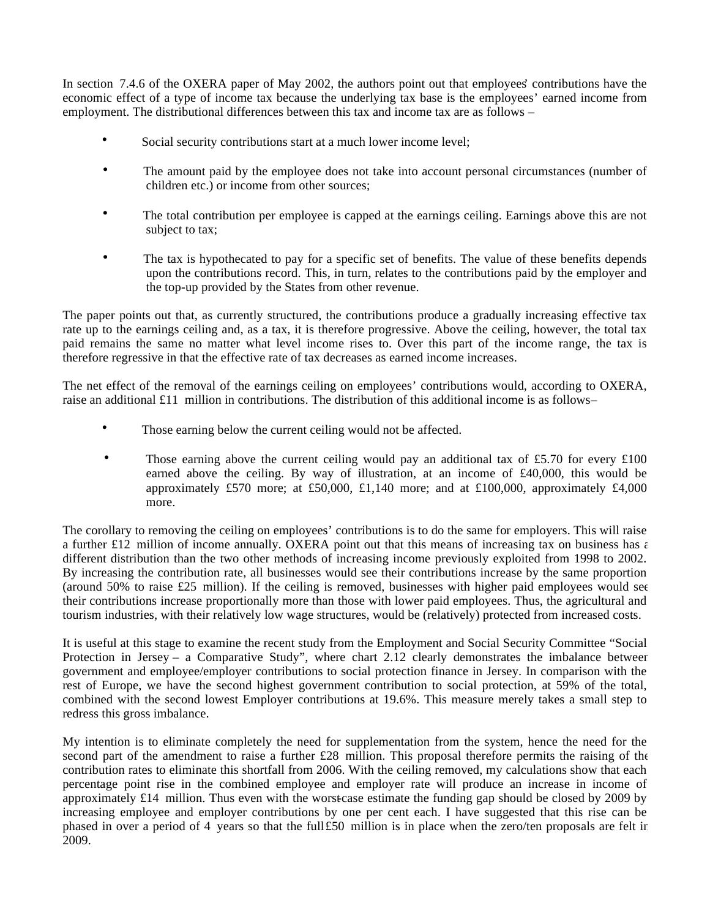In section 7.4.6 of the OXERA paper of May 2002, the authors point out that employees' contributions have the economic effect of a type of income tax because the underlying tax base is the employees' earned income from employment. The distributional differences between this tax and income tax are as follows –

- Social security contributions start at a much lower income level;
- The amount paid by the employee does not take into account personal circumstances (number of children etc.) or income from other sources;
- The total contribution per employee is capped at the earnings ceiling. Earnings above this are not subject to tax;
- The tax is hypothecated to pay for a specific set of benefits. The value of these benefits depends upon the contributions record. This, in turn, relates to the contributions paid by the employer and the top-up provided by the States from other revenue.

The paper points out that, as currently structured, the contributions produce a gradually increasing effective tax rate up to the earnings ceiling and, as a tax, it is therefore progressive. Above the ceiling, however, the total tax paid remains the same no matter what level income rises to. Over this part of the income range, the tax is therefore regressive in that the effective rate of tax decreases as earned income increases.

The net effect of the removal of the earnings ceiling on employees' contributions would, according to OXERA, raise an additional £11 million in contributions. The distribution of this additional income is as follows–

- Those earning below the current ceiling would not be affected.
- Those earning above the current ceiling would pay an additional tax of £5.70 for every £100 earned above the ceiling. By way of illustration, at an income of £40,000, this would be approximately £570 more; at £50,000, £1,140 more; and at £100,000, approximately £4,000 more.

The corollary to removing the ceiling on employees' contributions is to do the same for employers. This will raise a further £12 million of income annually. OXERA point out that this means of increasing tax on business has a different distribution than the two other methods of increasing income previously exploited from 1998 to 2002. By increasing the contribution rate, all businesses would see their contributions increase by the same proportion (around 50% to raise £25 million). If the ceiling is removed, businesses with higher paid employees would see their contributions increase proportionally more than those with lower paid employees. Thus, the agricultural and tourism industries, with their relatively low wage structures, would be (relatively) protected from increased costs.

It is useful at this stage to examine the recent study from the Employment and Social Security Committee "Social Protection in Jersey – a Comparative Study", where chart 2.12 clearly demonstrates the imbalance between government and employee/employer contributions to social protection finance in Jersey. In comparison with the rest of Europe, we have the second highest government contribution to social protection, at 59% of the total, combined with the second lowest Employer contributions at 19.6%. This measure merely takes a small step to redress this gross imbalance.

My intention is to eliminate completely the need for supplementation from the system, hence the need for the second part of the amendment to raise a further £28 million. This proposal therefore permits the raising of the contribution rates to eliminate this shortfall from 2006. With the ceiling removed, my calculations show that each percentage point rise in the combined employee and employer rate will produce an increase in income of approximately £14 million. Thus even with the worst-case estimate the funding gap should be closed by 2009 by increasing employee and employer contributions by one per cent each. I have suggested that this rise can be phased in over a period of 4 years so that the full £50 million is in place when the zero/ten proposals are felt in 2009.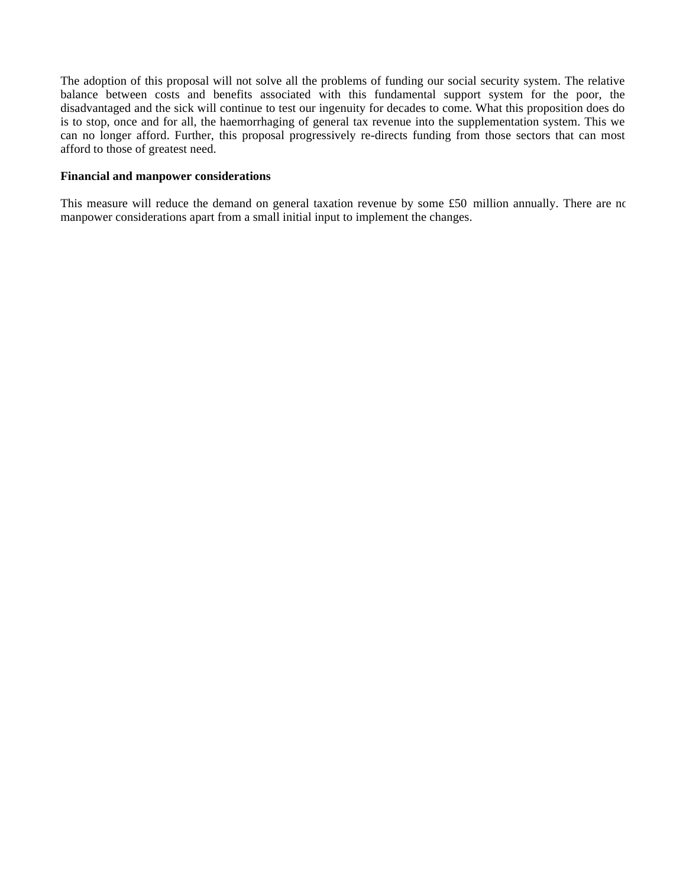The adoption of this proposal will not solve all the problems of funding our social security system. The relative balance between costs and benefits associated with this fundamental support system for the poor, the disadvantaged and the sick will continue to test our ingenuity for decades to come. What this proposition does do is to stop, once and for all, the haemorrhaging of general tax revenue into the supplementation system. This we can no longer afford. Further, this proposal progressively re-directs funding from those sectors that can most afford to those of greatest need.

**Financial and manpower considerations**

This measure will reduce the demand on general taxation revenue by some £50 million annually. There are no manpower considerations apart from a small initial input to implement the changes.